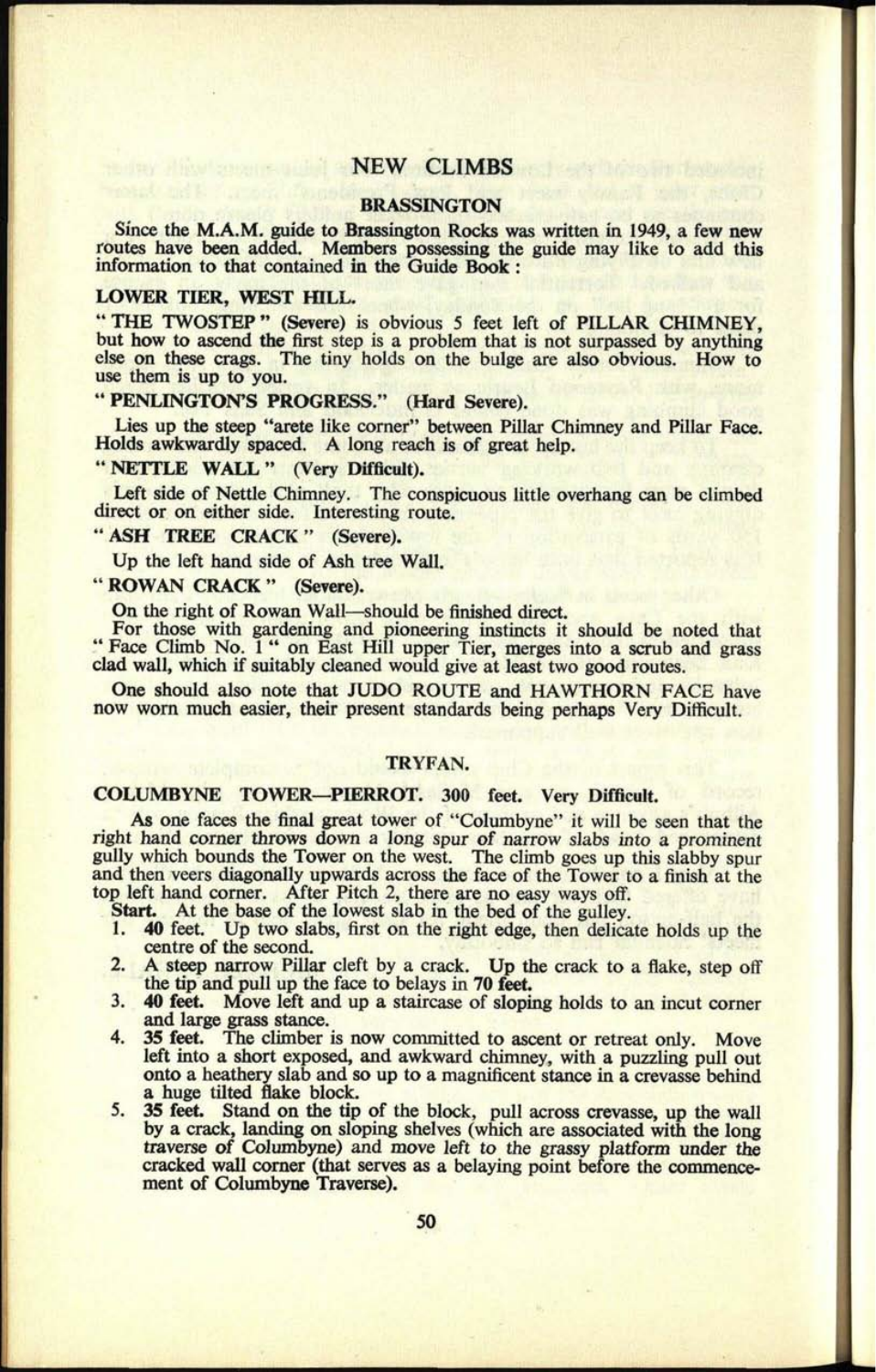# NEW CLIMBS

## BRASSINGTON

Since the M.A.M. guide to Brassington Rocks was written in 1949, a few new routes have been added. Members possessing the guide may like to add this information to that contained in the Guide Book:

### LOWER TIER, WEST HILL.

**" THE TWOSTEP " (Severe)** is obvious 5 feet left of **PILLAR CHIMNEY**, but how to ascend the first step is a problem that is not surpassed by anything else on these crags. The tiny holds on the bulge are also obvious. How to use them is up to you.

**" PENLINGTON'S PROGRESS." (Hard Severe).**

Lies up the steep "arete like corner" between Pillar Chimney and Pillar Face. Holds awkwardly spaced. A long reach is of great help.

**" NETTLE WALL " (Very Difficult).**

Left side of Nettle Chimney. The conspicuous little overhang can be climbed direct or on either side. Interesting route.

**" ASH TREE CRACK " (Severe).**

Up the left hand side of Ash tree Wall.

**" ROWAN CRACK " (Severe).**

On the right of Rowan Wall—should be finished direct.

For those with gardening and pioneering instincts it should be noted that " Face Climb No. 1 " on East Hill upper Tier, merges into a scrub and grass clad wall, which if suitably cleaned would give at least two good routes.

One should also note that JUDO ROUTE and HAWTHORN FACE have now worn much easier, their present standards being perhaps Very Difficult.

## TRYFAN.

### COLUMBYNE TOWER—PIERROT. 300 feet. Very Difficult.

As one faces the final great tower of "Columbyne" it will be seen that the right hand corner throws down a long spur of narrow slabs into a prominent gully which bounds the Tower on the west. The climb goes up this slabby spur and then veers diagonally upwards across the face of the Tower to a finish at the top left hand corner. After Pitch 2, there are no easy ways off.

**Start.** At the base of the lowest slab in the bed of the gulley.

1. **40 feet.** Up two slabs, first on the right edge, then delicate holds up the centre of the second.
2. A steep narrow Pillar cleft by a crack. **Up** the crack to a flake, step off the tip and pull up the face to belays in **70 feet.**
3. **40 feet.** Move left and up a staircase of sloping holds to an incut corner and large grass stance.
4. **35 feet.** The climber is now committed to ascent or retreat only. Move left into a short exposed, and awkward chimney, with a puzzling pull out onto a heathery slab and so up to a magnificent stance in a crevasse behind a huge tilted flake block.
5. **35 feet.** Stand on the tip of the block, pull across crevasse, up the wall by a crack, landing on sloping shelves (which are associated with the long traverse of Columbyne) and move left to the grassy platform under the cracked wall corner (that serves as a belaying point before the commencement of Columbyne Traverse).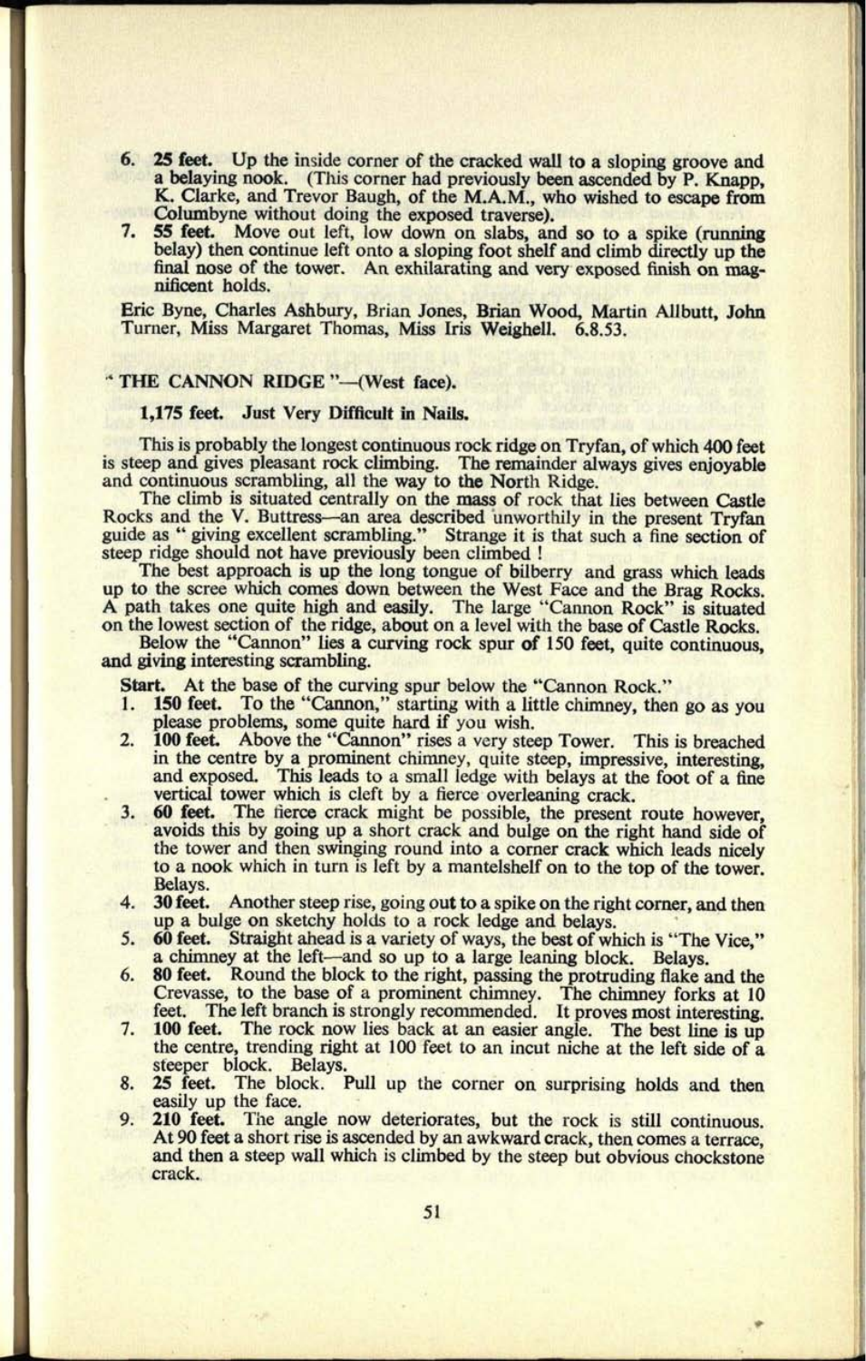6. **25 feet.** Up the inside corner of the cracked wall to a sloping groove and a belaying nook. (This corner had previously been ascended by P. Knapp, K. Clarke, and Trevor Baugh, of the M.A.M., who wished to escape from Columbyne without doing the exposed traverse).
7. **55 feet.** Move out left, low down on slabs, and so to a spike (running belay) then continue left onto a sloping foot shelf and climb directly up the final nose of the tower. An exhilarating and very exposed finish on magnificent holds.

Eric Byne, Charles Ashbury, Brian Jones, Brian Wood, Martin Allbutt, John Turner, Miss Margaret Thomas, Miss Iris Weighell. 6.8.53.

## "THE CANNON RIDGE"—(West face).

### 1,175 feet. Just Very Difficult in Nails.

This is probably the longest continuous rock ridge on Tryfan, of which 400 feet is steep and gives pleasant rock climbing. The remainder always gives enjoyable and continuous scrambling, all the way to the North Ridge.

The climb is situated centrally on the mass of rock that lies between Castle Rocks and the V. Buttress—an area described unworthily in the present Tryfan guide as "giving excellent scrambling." Strange it is that such a fine section of steep ridge should not have previously been climbed !

The best approach is up the long tongue of bilberry and grass which leads up to the scree which comes down between the West Face and the Brag Rocks. A path takes one quite high and easily. The large "Cannon Rock" is situated on the lowest section of the ridge, about on a level with the base of Castle Rocks.

Below the "Cannon" lies a curving rock spur of 150 feet, quite continuous, and giving interesting scrambling.

**Start.** At the base of the curving spur below the "Cannon Rock."

1. **150 feet.** To the "Cannon," starting with a little chimney, then go as you please problems, some quite hard if you wish.
2. **100 feet.** Above the "Cannon" rises a very steep Tower. This is breached in the centre by a prominent chimney, quite steep, impressive, interesting, and exposed. This leads to a small ledge with belays at the foot of a fine vertical tower which is cleft by a fierce overleaning crack.
3. **60 feet.** The fierce crack might be possible, the present route however, avoids this by going up a short crack and bulge on the right hand side of the tower and then swinging round into a corner crack which leads nicely to a nook which in turn is left by a mantelshelf on to the top of the tower. Belays.
4. **30 feet.** Another steep rise, going out to a spike on the right corner, and then up a bulge on sketchy holds to a rock ledge and belays.
5. **60 feet.** Straight ahead is a variety of ways, the best of which is "The Vice," a chimney at the left—and so up to a large leaning block. Belays.
6. **80 feet.** Round the block to the right, passing the protruding flake and the Crevasse, to the base of a prominent chimney. The chimney forks at 10 feet. The left branch is strongly recommended. It proves most interesting.
7. **100 feet.** The rock now lies back at an easier angle. The best line is up the centre, trending right at 100 feet to an incut niche at the left side of a steeper block. Belays.
8. **25 feet.** The block. Pull up the corner on surprising holds and then easily up the face.
9. **210 feet.** The angle now deteriorates, but the rock is still continuous. At 90 feet a short rise is ascended by an awkward crack, then comes a terrace, and then a steep wall which is climbed by the steep but obvious chockstone crack.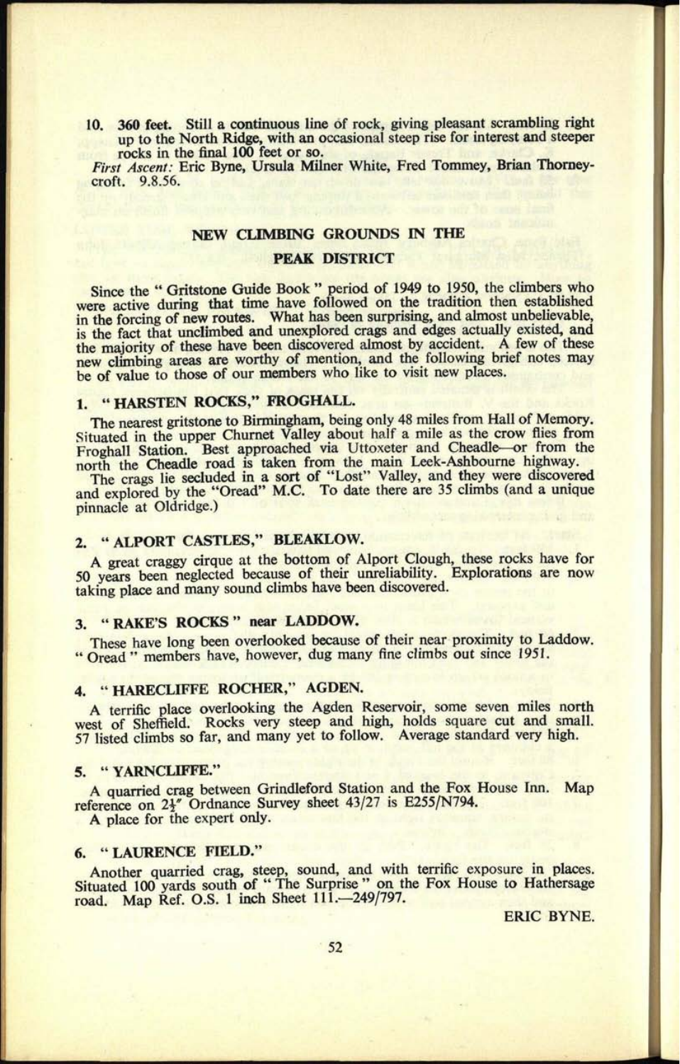10. **360 feet.** Still a continuous line of rock, giving pleasant scrambling right up to the North Ridge, with an occasional steep rise for interest and steeper rocks in the final 100 feet or so.

*First Ascent:* Eric Byne, Ursula Milner White, Fred Tommey, Brian Thorneycroft. 9.8.56.

## NEW CLIMBING GROUNDS IN THE PEAK DISTRICT

Since the "Gritstone Guide Book" period of 1949 to 1950, the climbers who were active during that time have followed on the tradition then established in the forcing of new routes. What has been surprising, and almost unbelievable, is the fact that unclimbed and unexplored crags and edges actually existed, and the majority of these have been discovered almost by accident. A few of these new climbing areas are worthy of mention, and the following brief notes may be of value to those of our members who like to visit new places.

### 1. "HARSTEN ROCKS," FROGHALL.

The nearest gritstone to Birmingham, being only 48 miles from Hall of Memory. Situated in the upper Churnet Valley about half a mile as the crow flies from Froghall Station. Best approached via Uttoxeter and Cheadle—or from the north the Cheadle road is taken from the main Leek-Ashbourne highway.

The crags lie secluded in a sort of "Lost" Valley, and they were discovered and explored by the "Oread" M.C. To date there are 35 climbs (and a unique pinnacle at Oldridge.)

### 2. "ALPORT CASTLES," BLEAKLOW.

A great craggy cirque at the bottom of Alport Clough, these rocks have for 50 years been neglected because of their unreliability. Explorations are now taking place and many sound climbs have been discovered.

### 3. "RAKE'S ROCKS" near LADDOW.

These have long been overlooked because of their near proximity to Laddow. "Oread" members have, however, dug many fine climbs out since 1951.

### 4. "HARECLIFFE ROCHER," AGDEN.

A terrific place overlooking the Agden Reservoir, some seven miles north west of Sheffield. Rocks very steep and high, holds square cut and small. 57 listed climbs so far, and many yet to follow. Average standard very high.

### 5. "YARNCLIFFE."

A quarried crag between Grindleford Station and the Fox House Inn. Map reference on 2½" Ordnance Survey sheet 43/27 is E255/N794.

A place for the expert only.

### 6. "LAURENCE FIELD."

Another quarried crag, steep, sound, and with terrific exposure in places. Situated 100 yards south of "The Surprise" on the Fox House to Hathersage road. Map Ref. O.S. 1 inch Sheet 111.—249/797.

ERIC BYNE.